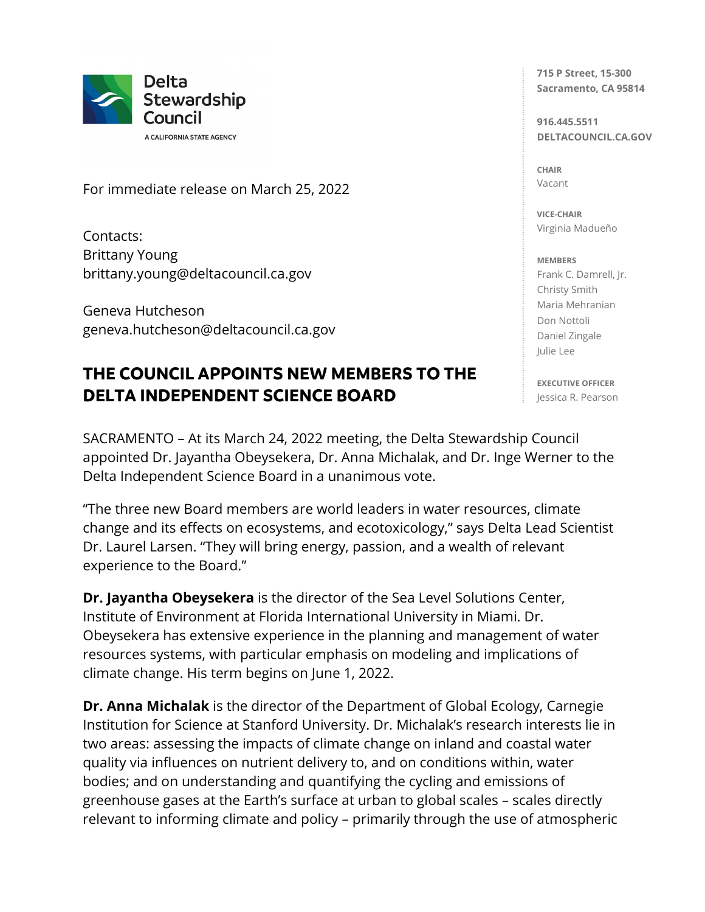**Delta Stewardship Council**
A CALIFORNIA STATE AGENCY

715 P Street, 15-300
Sacramento, CA 95814

916.445.5511
DELTACOUNCIL.CA.GOV

CHAIR
Vacant

VICE-CHAIR
Virginia Madueño

MEMBERS
Frank C. Damrell, Jr.
Christy Smith
Maria Mehranian
Don Nottoli
Daniel Zingale
Julie Lee

EXECUTIVE OFFICER
Jessica R. Pearson

For immediate release on March 25, 2022

Contacts:
Brittany Young
brittany.young@deltacouncil.ca.gov

Geneva Hutcheson
geneva.hutcheson@deltacouncil.ca.gov

# THE COUNCIL APPOINTS NEW MEMBERS TO THE DELTA INDEPENDENT SCIENCE BOARD

SACRAMENTO – At its March 24, 2022 meeting, the Delta Stewardship Council appointed Dr. Jayantha Obeysekera, Dr. Anna Michalak, and Dr. Inge Werner to the Delta Independent Science Board in a unanimous vote.

"The three new Board members are world leaders in water resources, climate change and its effects on ecosystems, and ecotoxicology," says Delta Lead Scientist Dr. Laurel Larsen. "They will bring energy, passion, and a wealth of relevant experience to the Board."

**Dr. Jayantha Obeysekera** is the director of the Sea Level Solutions Center, Institute of Environment at Florida International University in Miami. Dr. Obeysekera has extensive experience in the planning and management of water resources systems, with particular emphasis on modeling and implications of climate change. His term begins on June 1, 2022.

**Dr. Anna Michalak** is the director of the Department of Global Ecology, Carnegie Institution for Science at Stanford University. Dr. Michalak's research interests lie in two areas: assessing the impacts of climate change on inland and coastal water quality via influences on nutrient delivery to, and on conditions within, water bodies; and on understanding and quantifying the cycling and emissions of greenhouse gases at the Earth's surface at urban to global scales – scales directly relevant to informing climate and policy – primarily through the use of atmospheric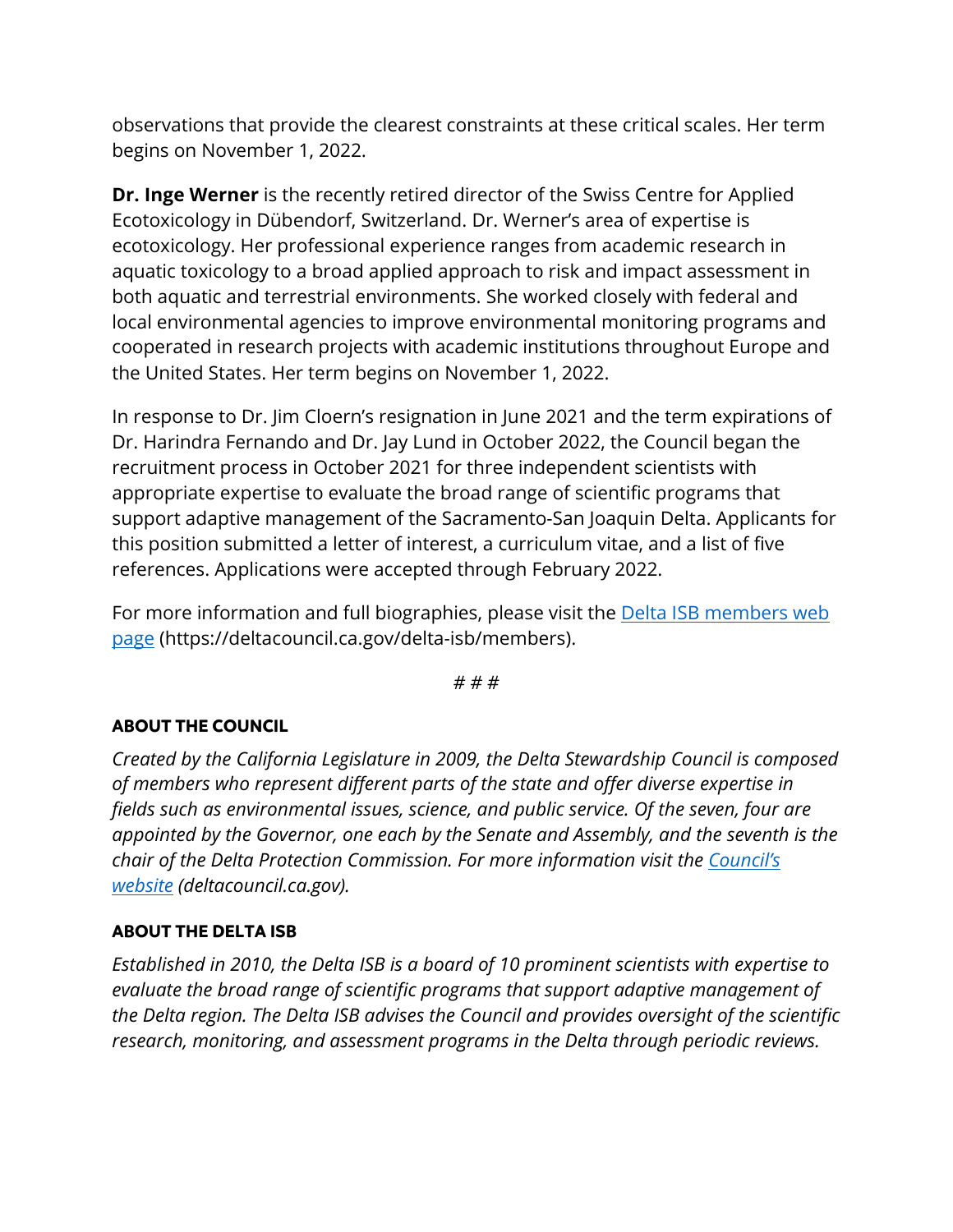observations that provide the clearest constraints at these critical scales. Her term begins on November 1, 2022.

**Dr. Inge Werner** is the recently retired director of the Swiss Centre for Applied Ecotoxicology in Dübendorf, Switzerland. Dr. Werner's area of expertise is ecotoxicology. Her professional experience ranges from academic research in aquatic toxicology to a broad applied approach to risk and impact assessment in both aquatic and terrestrial environments. She worked closely with federal and local environmental agencies to improve environmental monitoring programs and cooperated in research projects with academic institutions throughout Europe and the United States. Her term begins on November 1, 2022.

In response to Dr. Jim Cloern's resignation in June 2021 and the term expirations of Dr. Harindra Fernando and Dr. Jay Lund in October 2022, the Council began the recruitment process in October 2021 for three independent scientists with appropriate expertise to evaluate the broad range of scientific programs that support adaptive management of the Sacramento-San Joaquin Delta. Applicants for this position submitted a letter of interest, a curriculum vitae, and a list of five references. Applications were accepted through February 2022.

For more information and full biographies, please visit the [Delta ISB members web page](https://deltacouncil.ca.gov/delta-isb/members) (https://deltacouncil.ca.gov/delta-isb/members).

# # #

**ABOUT THE COUNCIL**

*Created by the California Legislature in 2009, the Delta Stewardship Council is composed of members who represent different parts of the state and offer diverse expertise in fields such as environmental issues, science, and public service. Of the seven, four are appointed by the Governor, one each by the Senate and Assembly, and the seventh is the chair of the Delta Protection Commission. For more information visit the [Council's website](https://deltacouncil.ca.gov) (deltacouncil.ca.gov).*

**ABOUT THE DELTA ISB**

*Established in 2010, the Delta ISB is a board of 10 prominent scientists with expertise to evaluate the broad range of scientific programs that support adaptive management of the Delta region. The Delta ISB advises the Council and provides oversight of the scientific research, monitoring, and assessment programs in the Delta through periodic reviews.*